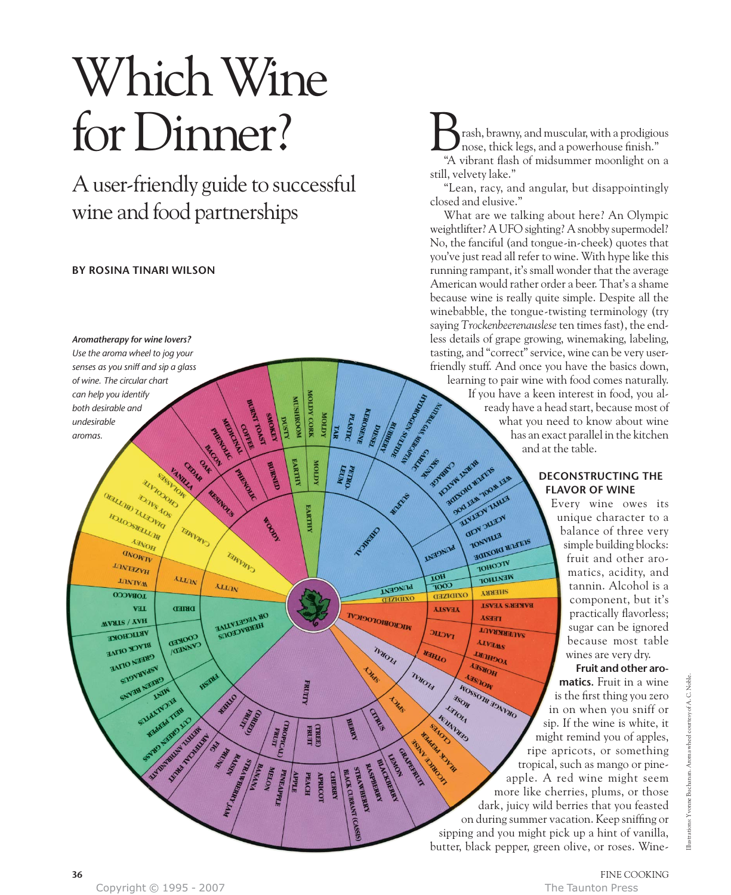# Which Wine for Dinner?

## A user-friendly guide to successful wine and food partnerships

**BY ROSINA TINARI WILSON**

*Aromatherapy for wine lovers? Use the aroma wheel to jog your senses as you sniff and sip a glass of wine. The circular chart can help you identify both desirable and undesirable aromas.*

Brash, brawny, and muscular, with a prodigious nose, thick legs, and a powerhouse finish."

"A vibrant flash of midsummer moonlight on a still, velvety lake."

"Lean, racy, and angular, but disappointingly closed and elusive."

What are we talking about here? An Olympic weightlifter? A UFO sighting? A snobby supermodel? No, the fanciful (and tongue-in-cheek) quotes that you've just read all refer to wine. With hype like this running rampant, it's small wonder that the average American would rather order a beer. That's a shame because wine is really quite simple. Despite all the winebabble, the tongue-twisting terminology (try saying *Trockenbeerenauslese* ten times fast), the endless details of grape growing, winemaking, labeling, tasting, and "correct" service, wine can be very user-friendly stuff. And once you have the basics down, learning to pair wine with food comes naturally.

If you have a keen interest in food, you already have a head start, because most of what you need to know about wine has an exact parallel in the kitchen and at the table.

### DECONSTRUCTING THE FLAVOR OF WINE

Every wine owes its unique character to a balance of three very simple building blocks: fruit and other aromatics, acidity, and tannin. Alcohol is a component, but it's practically flavorless; sugar can be ignored because most table wines are very dry.

**Fruit and other aromatics.** Fruit in a wine is the first thing you zero in on when you sniff or sip. If the wine is white, it might remind you of apples, ripe apricots, or something tropical, such as mango or pineapple. A red wine might seem more like cherries, plums, or those dark, juicy wild berries that you feasted on during summer vacation. Keep sniffing or sipping and you might pick up a hint of vanilla, butter, black pepper, green olive, or roses. Wine-

Illustrations: Yvonne Buchanan. Aroma wheel courtesy of A. C. Noble.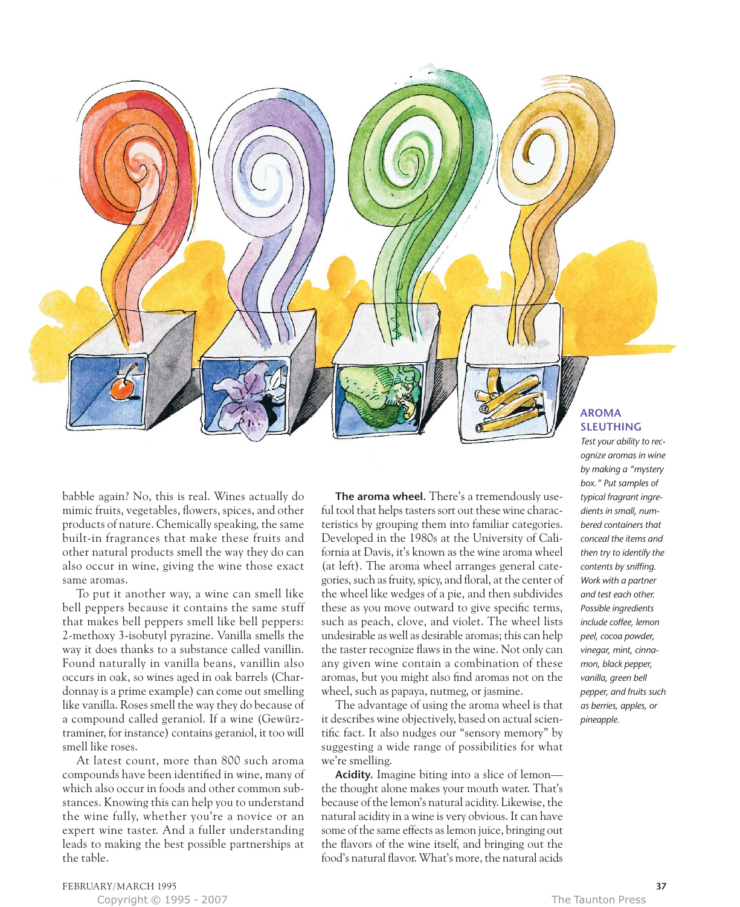babble again? No, this is real. Wines actually do mimic fruits, vegetables, flowers, spices, and other products of nature. Chemically speaking, the same built-in fragrances that make these fruits and other natural products smell the way they do can also occur in wine, giving the wine those exact same aromas.

To put it another way, a wine can smell like bell peppers because it contains the same stuff that makes bell peppers smell like bell peppers: 2-methoxy 3-isobutyl pyrazine. Vanilla smells the way it does thanks to a substance called vanillin. Found naturally in vanilla beans, vanillin also occurs in oak, so wines aged in oak barrels (Chardonnay is a prime example) can come out smelling like vanilla. Roses smell the way they do because of a compound called geraniol. If a wine (Gewürztraminer, for instance) contains geraniol, it too will smell like roses.

At latest count, more than 800 such aroma compounds have been identified in wine, many of which also occur in foods and other common substances. Knowing this can help you to understand the wine fully, whether you're a novice or an expert wine taster. And a fuller understanding leads to making the best possible partnerships at the table.

**The aroma wheel.** There's a tremendously useful tool that helps tasters sort out these wine characteristics by grouping them into familiar categories. Developed in the 1980s at the University of California at Davis, it's known as the wine aroma wheel (at left). The aroma wheel arranges general categories, such as fruity, spicy, and floral, at the center of the wheel like wedges of a pie, and then subdivides these as you move outward to give specific terms, such as peach, clove, and violet. The wheel lists undesirable as well as desirable aromas; this can help the taster recognize flaws in the wine. Not only can any given wine contain a combination of these aromas, but you might also find aromas not on the wheel, such as papaya, nutmeg, or jasmine.

The advantage of using the aroma wheel is that it describes wine objectively, based on actual scientific fact. It also nudges our "sensory memory" by suggesting a wide range of possibilities for what we're smelling.

**Acidity.** Imagine biting into a slice of lemon—the thought alone makes your mouth water. That's because of the lemon's natural acidity. Likewise, the natural acidity in a wine is very obvious. It can have some of the same effects as lemon juice, bringing out the flavors of the wine itself, and bringing out the food's natural flavor. What's more, the natural acids

**AROMA SLEUTHING**

*Test your ability to recognize aromas in wine by making a "mystery box." Put samples of typical fragrant ingredients in small, numbered containers that conceal the items and then try to identify the contents by sniffing. Work with a partner and test each other. Possible ingredients include coffee, lemon peel, cocoa powder, vinegar, mint, cinnamon, black pepper, vanilla, green bell pepper, and fruits such as berries, apples, or pineapple.*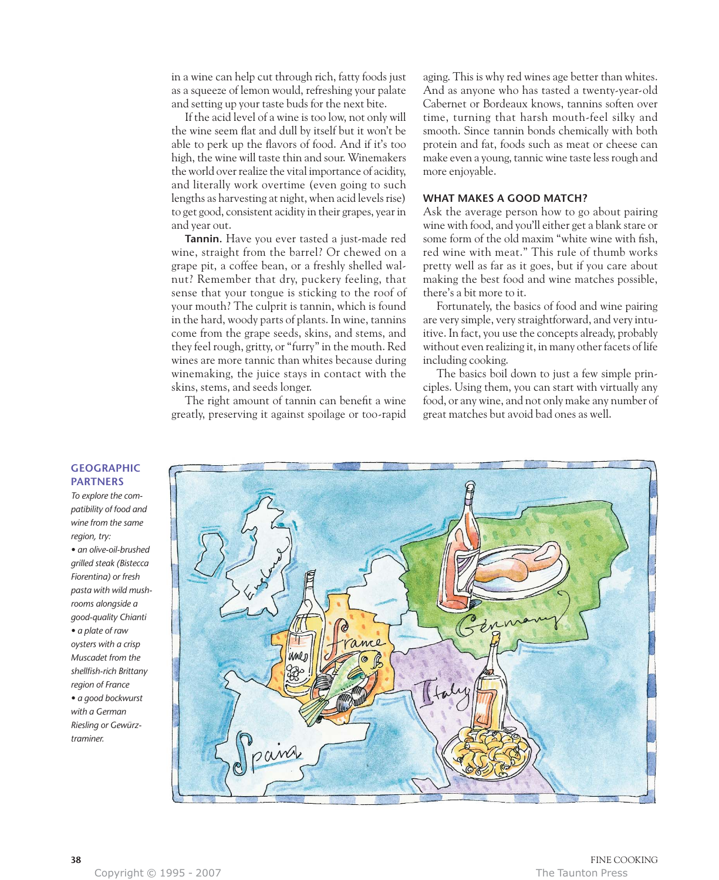in a wine can help cut through rich, fatty foods just as a squeeze of lemon would, refreshing your palate and setting up your taste buds for the next bite.

If the acid level of a wine is too low, not only will the wine seem flat and dull by itself but it won't be able to perk up the flavors of food. And if it's too high, the wine will taste thin and sour. Winemakers the world over realize the vital importance of acidity, and literally work overtime (even going to such lengths as harvesting at night, when acid levels rise) to get good, consistent acidity in their grapes, year in and year out.

**Tannin.** Have you ever tasted a just-made red wine, straight from the barrel? Or chewed on a grape pit, a coffee bean, or a freshly shelled walnut? Remember that dry, puckery feeling, that sense that your tongue is sticking to the roof of your mouth? The culprit is tannin, which is found in the hard, woody parts of plants. In wine, tannins come from the grape seeds, skins, and stems, and they feel rough, gritty, or "furry" in the mouth. Red wines are more tannic than whites because during winemaking, the juice stays in contact with the skins, stems, and seeds longer.

The right amount of tannin can benefit a wine greatly, preserving it against spoilage or too-rapid aging. This is why red wines age better than whites. And as anyone who has tasted a twenty-year-old Cabernet or Bordeaux knows, tannins soften over time, turning that harsh mouth-feel silky and smooth. Since tannin bonds chemically with both protein and fat, foods such as meat or cheese can make even a young, tannic wine taste less rough and more enjoyable.

## WHAT MAKES A GOOD MATCH?

Ask the average person how to go about pairing wine with food, and you'll either get a blank stare or some form of the old maxim "white wine with fish, red wine with meat." This rule of thumb works pretty well as far as it goes, but if you care about making the best food and wine matches possible, there's a bit more to it.

Fortunately, the basics of food and wine pairing are very simple, very straightforward, and very intuitive. In fact, you use the concepts already, probably without even realizing it, in many other facets of life including cooking.

The basics boil down to just a few simple principles. Using them, you can start with virtually any food, or any wine, and not only make any number of great matches but avoid bad ones as well.

### GEOGRAPHIC PARTNERS

*To explore the compatibility of food and wine from the same region, try:*

- *an olive-oil-brushed grilled steak (Bistecca Fiorentina) or fresh pasta with wild mushrooms alongside a good-quality Chianti*
- *a plate of raw oysters with a crisp Muscadet from the shellfish-rich Brittany region of France*
- *a good bockwurst with a German Riesling or Gewürztraminer.*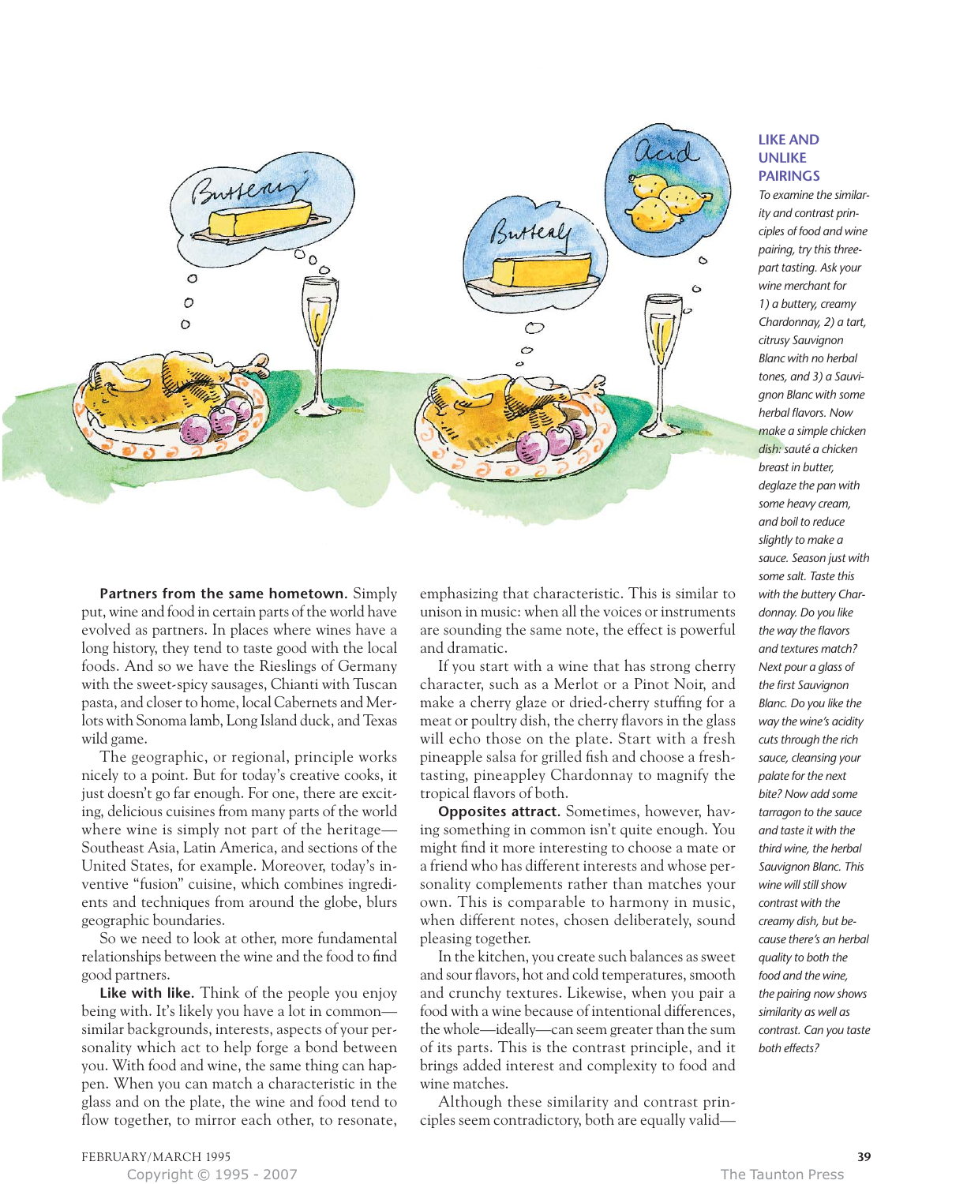**Partners from the same hometown.** Simply put, wine and food in certain parts of the world have evolved as partners. In places where wines have a long history, they tend to taste good with the local foods. And so we have the Rieslings of Germany with the sweet-spicy sausages, Chianti with Tuscan pasta, and closer to home, local Cabernets and Merlots with Sonoma lamb, Long Island duck, and Texas wild game.

The geographic, or regional, principle works nicely to a point. But for today's creative cooks, it just doesn't go far enough. For one, there are exciting, delicious cuisines from many parts of the world where wine is simply not part of the heritage—Southeast Asia, Latin America, and sections of the United States, for example. Moreover, today's inventive "fusion" cuisine, which combines ingredients and techniques from around the globe, blurs geographic boundaries.

So we need to look at other, more fundamental relationships between the wine and the food to find good partners.

**Like with like.** Think of the people you enjoy being with. It's likely you have a lot in common—similar backgrounds, interests, aspects of your personality which act to help forge a bond between you. With food and wine, the same thing can happen. When you can match a characteristic in the glass and on the plate, the wine and food tend to flow together, to mirror each other, to resonate, emphasizing that characteristic. This is similar to unison in music: when all the voices or instruments are sounding the same note, the effect is powerful and dramatic.

If you start with a wine that has strong cherry character, such as a Merlot or a Pinot Noir, and make a cherry glaze or dried-cherry stuffing for a meat or poultry dish, the cherry flavors in the glass will echo those on the plate. Start with a fresh pineapple salsa for grilled fish and choose a fresh-tasting, pineappley Chardonnay to magnify the tropical flavors of both.

**Opposites attract.** Sometimes, however, having something in common isn't quite enough. You might find it more interesting to choose a mate or a friend who has different interests and whose personality complements rather than matches your own. This is comparable to harmony in music, when different notes, chosen deliberately, sound pleasing together.

In the kitchen, you create such balances as sweet and sour flavors, hot and cold temperatures, smooth and crunchy textures. Likewise, when you pair a food with a wine because of intentional differences, the whole—ideally—can seem greater than the sum of its parts. This is the contrast principle, and it brings added interest and complexity to food and wine matches.

Although these similarity and contrast principles seem contradictory, both are equally valid—

### LIKE AND UNLIKE PAIRINGS

*To examine the similarity and contrast principles of food and wine pairing, try this three-part tasting. Ask your wine merchant for 1) a buttery, creamy Chardonnay, 2) a tart, citrusy Sauvignon Blanc with no herbal tones, and 3) a Sauvignon Blanc with some herbal flavors. Now make a simple chicken dish: sauté a chicken breast in butter, deglaze the pan with some heavy cream, and boil to reduce slightly to make a sauce. Season just with some salt. Taste this with the buttery Chardonnay. Do you like the way the flavors and textures match? Next pour a glass of the first Sauvignon Blanc. Do you like the way the wine's acidity cuts through the rich sauce, cleansing your palate for the next bite? Now add some tarragon to the sauce and taste it with the third wine, the herbal Sauvignon Blanc. This wine will still show contrast with the creamy dish, but because there's an herbal quality to both the food and the wine, the pairing now shows similarity as well as contrast. Can you taste both effects?*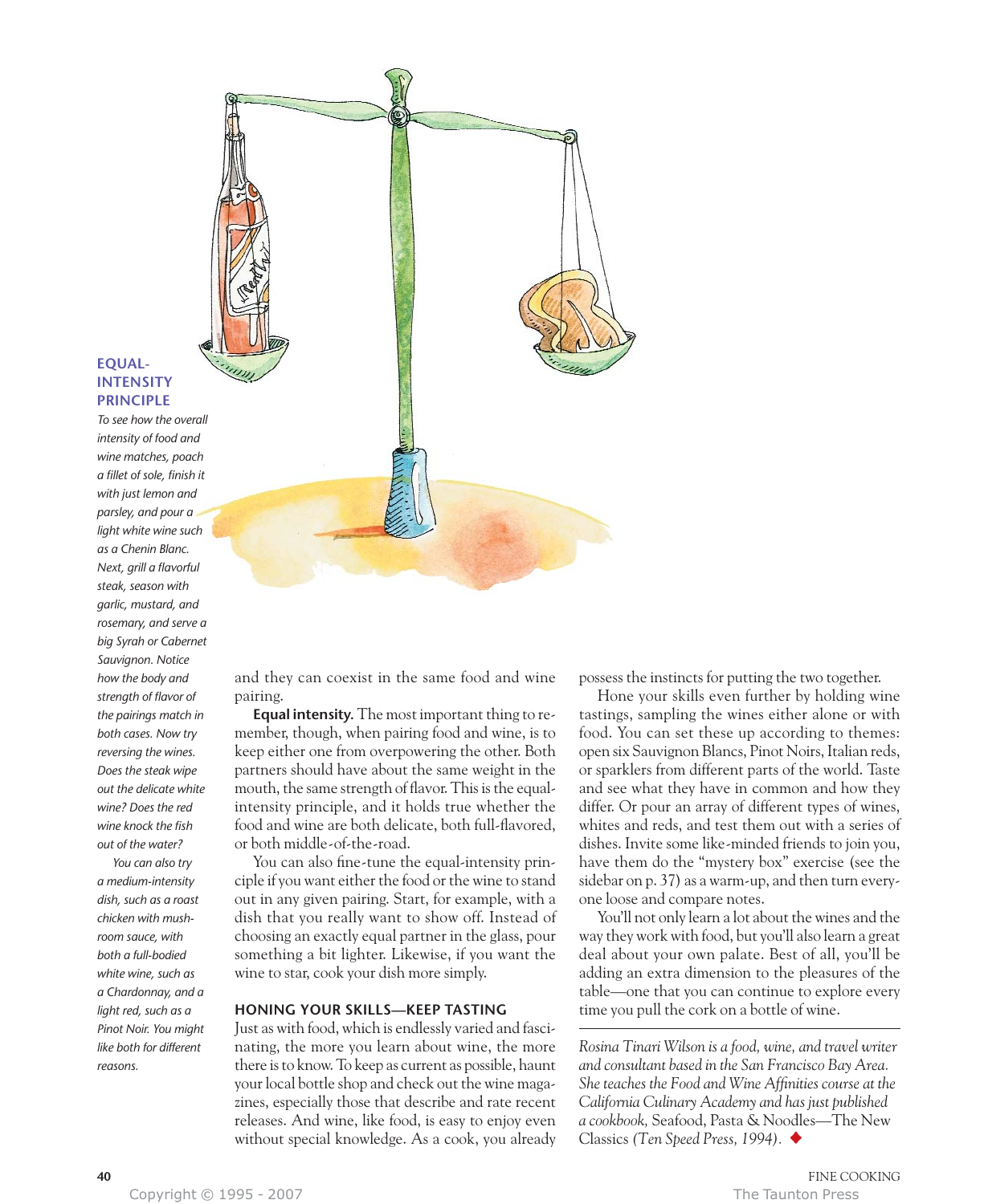### EQUAL-INTENSITY PRINCIPLE

*To see how the overall intensity of food and wine matches, poach a fillet of sole, finish it with just lemon and parsley, and pour a light white wine such as a Chenin Blanc. Next, grill a flavorful steak, season with garlic, mustard, and rosemary, and serve a big Syrah or Cabernet Sauvignon. Notice how the body and strength of flavor of the pairings match in both cases. Now try reversing the wines. Does the steak wipe out the delicate white wine? Does the red wine knock the fish out of the water?*

*You can also try a medium-intensity dish, such as a roast chicken with mushroom sauce, with both a full-bodied white wine, such as a Chardonnay, and a light red, such as a Pinot Noir. You might like both for different reasons.*

and they can coexist in the same food and wine pairing.

**Equal intensity.** The most important thing to remember, though, when pairing food and wine, is to keep either one from overpowering the other. Both partners should have about the same weight in the mouth, the same strength of flavor. This is the equal-intensity principle, and it holds true whether the food and wine are both delicate, both full-flavored, or both middle-of-the-road.

You can also fine-tune the equal-intensity principle if you want either the food or the wine to stand out in any given pairing. Start, for example, with a dish that you really want to show off. Instead of choosing an exactly equal partner in the glass, pour something a bit lighter. Likewise, if you want the wine to star, cook your dish more simply.

## HONING YOUR SKILLS—KEEP TASTING

Just as with food, which is endlessly varied and fascinating, the more you learn about wine, the more there is to know. To keep as current as possible, haunt your local bottle shop and check out the wine magazines, especially those that describe and rate recent releases. And wine, like food, is easy to enjoy even without special knowledge. As a cook, you already possess the instincts for putting the two together.

Hone your skills even further by holding wine tastings, sampling the wines either alone or with food. You can set these up according to themes: open six Sauvignon Blancs, Pinot Noirs, Italian reds, or sparklers from different parts of the world. Taste and see what they have in common and how they differ. Or pour an array of different types of wines, whites and reds, and test them out with a series of dishes. Invite some like-minded friends to join you, have them do the "mystery box" exercise (see the sidebar on p. 37) as a warm-up, and then turn everyone loose and compare notes.

You'll not only learn a lot about the wines and the way they work with food, but you'll also learn a great deal about your own palate. Best of all, you'll be adding an extra dimension to the pleasures of the table—one that you can continue to explore every time you pull the cork on a bottle of wine.

---

*Rosina Tinari Wilson is a food, wine, and travel writer and consultant based in the San Francisco Bay Area. She teaches the Food and Wine Affinities course at the California Culinary Academy and has just published a cookbook,* Seafood, Pasta & Noodles—The New Classics *(Ten Speed Press, 1994).* ◆